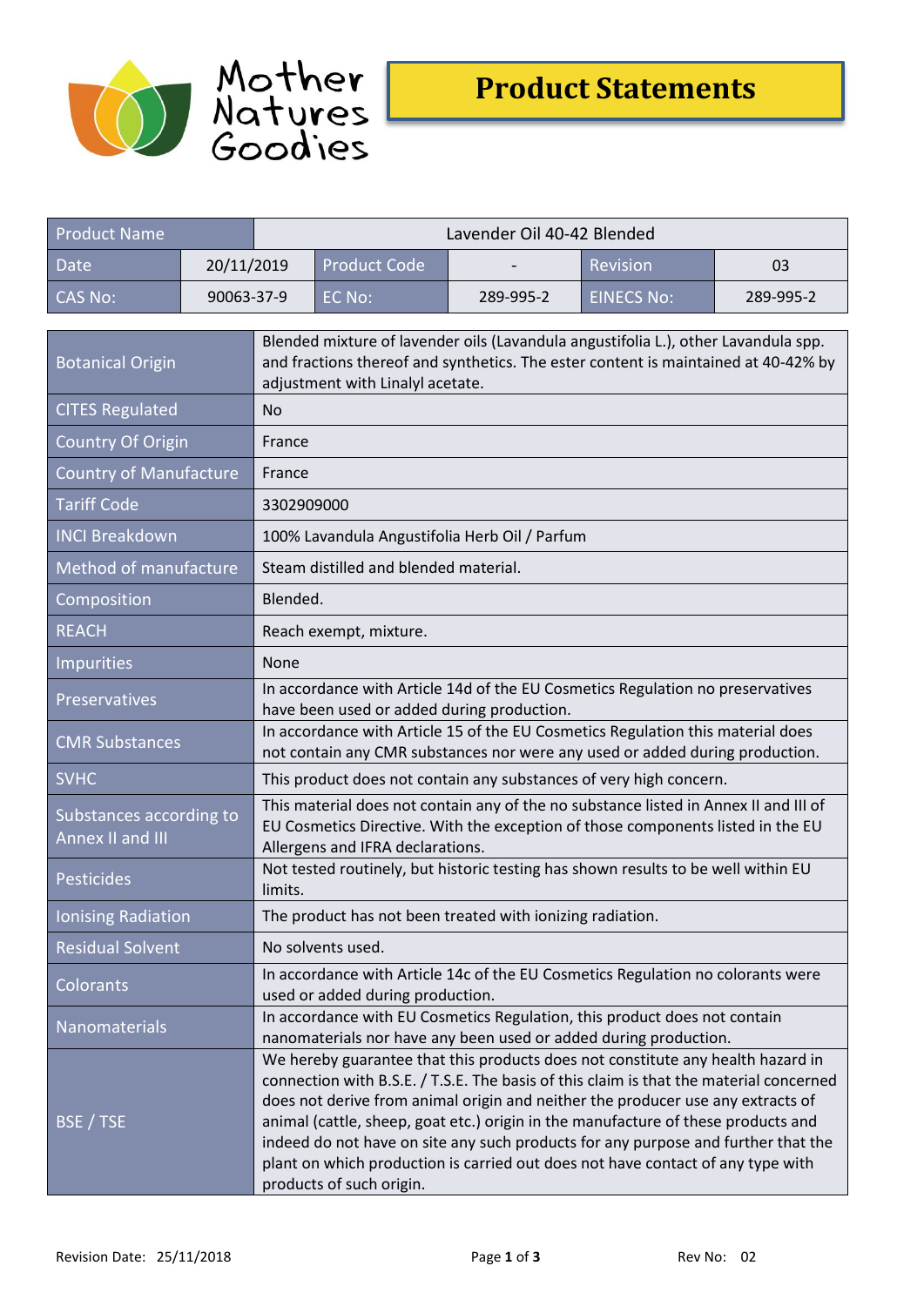Mother Natures Goodies

# Product Statements

| | | | | | |
|---|---|---|---|---|---|
| Product Name | Lavender Oil 40-42 Blended | | | | |
| Date | 20/11/2019 | Product Code | - | Revision | 03 |
| CAS No: | 90063-37-9 | EC No: | 289-995-2 | EINECS No: | 289-995-2 |

| | |
|---|---|
| Botanical Origin | Blended mixture of lavender oils (Lavandula angustifolia L.), other Lavandula spp. and fractions thereof and synthetics. The ester content is maintained at 40-42% by adjustment with Linalyl acetate. |
| CITES Regulated | No |
| Country Of Origin | France |
| Country of Manufacture | France |
| Tariff Code | 3302909000 |
| INCI Breakdown | 100% Lavandula Angustifolia Herb Oil / Parfum |
| Method of manufacture | Steam distilled and blended material. |
| Composition | Blended. |
| REACH | Reach exempt, mixture. |
| Impurities | None |
| Preservatives | In accordance with Article 14d of the EU Cosmetics Regulation no preservatives have been used or added during production. |
| CMR Substances | In accordance with Article 15 of the EU Cosmetics Regulation this material does not contain any CMR substances nor were any used or added during production. |
| SVHC | This product does not contain any substances of very high concern. |
| Substances according to Annex II and III | This material does not contain any of the no substance listed in Annex II and III of EU Cosmetics Directive. With the exception of those components listed in the EU Allergens and IFRA declarations. |
| Pesticides | Not tested routinely, but historic testing has shown results to be well within EU limits. |
| Ionising Radiation | The product has not been treated with ionizing radiation. |
| Residual Solvent | No solvents used. |
| Colorants | In accordance with Article 14c of the EU Cosmetics Regulation no colorants were used or added during production. |
| Nanomaterials | In accordance with EU Cosmetics Regulation, this product does not contain nanomaterials nor have any been used or added during production. |
| BSE / TSE | We hereby guarantee that this products does not constitute any health hazard in connection with B.S.E. / T.S.E. The basis of this claim is that the material concerned does not derive from animal origin and neither the producer use any extracts of animal (cattle, sheep, goat etc.) origin in the manufacture of these products and indeed do not have on site any such products for any purpose and further that the plant on which production is carried out does not have contact of any type with products of such origin. |

Revision Date: 25/11/2018 Rev No: 02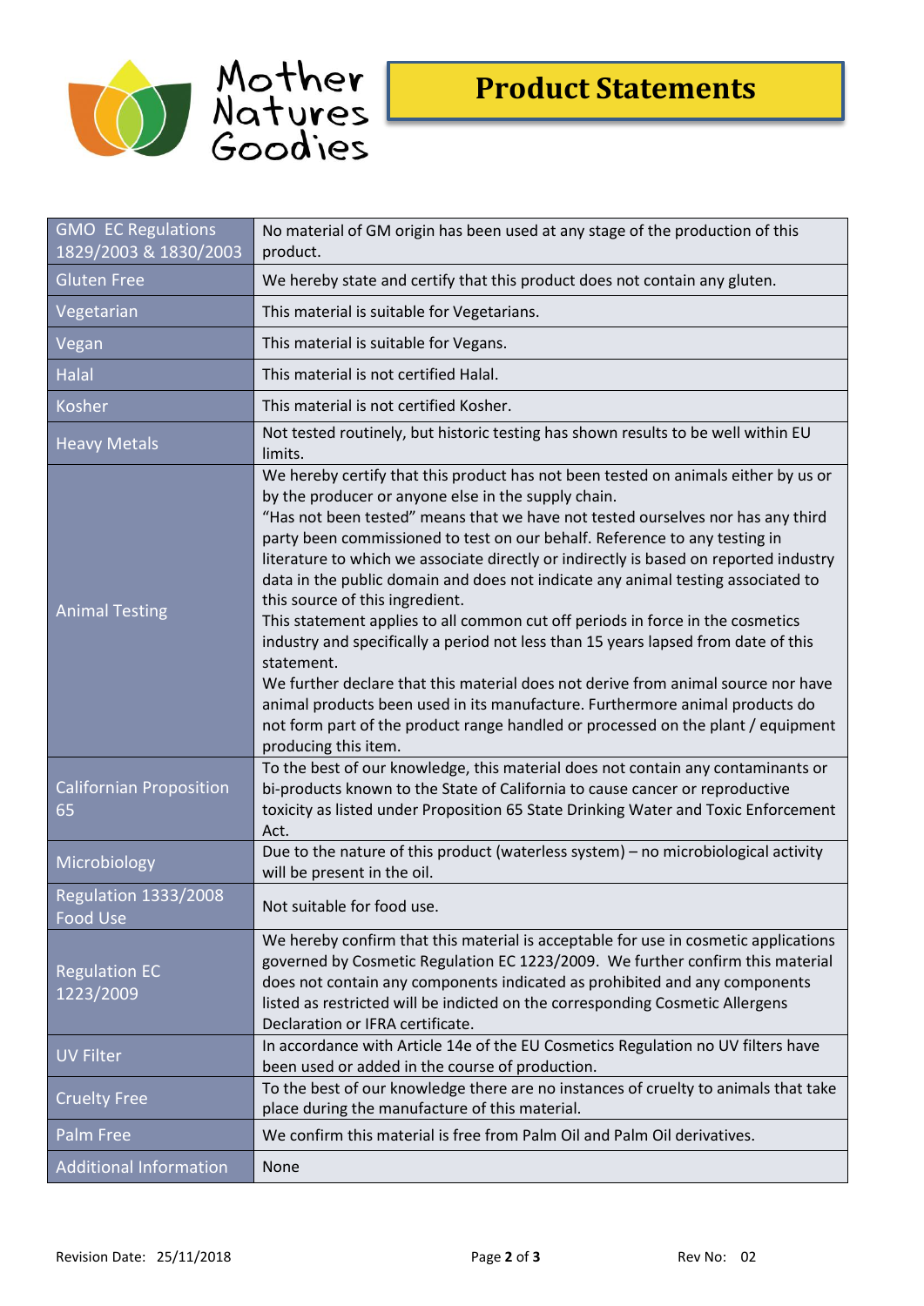Mother Natures Goodies

# Product Statements

| | |
|---|---|
| GMO EC Regulations 1829/2003 & 1830/2003 | No material of GM origin has been used at any stage of the production of this product. |
| Gluten Free | We hereby state and certify that this product does not contain any gluten. |
| Vegetarian | This material is suitable for Vegetarians. |
| Vegan | This material is suitable for Vegans. |
| Halal | This material is not certified Halal. |
| Kosher | This material is not certified Kosher. |
| Heavy Metals | Not tested routinely, but historic testing has shown results to be well within EU limits. |
| Animal Testing | We hereby certify that this product has not been tested on animals either by us or by the producer or anyone else in the supply chain.<br>"Has not been tested" means that we have not tested ourselves nor has any third party been commissioned to test on our behalf. Reference to any testing in literature to which we associate directly or indirectly is based on reported industry data in the public domain and does not indicate any animal testing associated to this source of this ingredient.<br>This statement applies to all common cut off periods in force in the cosmetics industry and specifically a period not less than 15 years lapsed from date of this statement.<br>We further declare that this material does not derive from animal source nor have animal products been used in its manufacture. Furthermore animal products do not form part of the product range handled or processed on the plant / equipment producing this item. |
| Californian Proposition 65 | To the best of our knowledge, this material does not contain any contaminants or bi-products known to the State of California to cause cancer or reproductive toxicity as listed under Proposition 65 State Drinking Water and Toxic Enforcement Act. |
| Microbiology | Due to the nature of this product (waterless system) – no microbiological activity will be present in the oil. |
| Regulation 1333/2008 Food Use | Not suitable for food use. |
| Regulation EC 1223/2009 | We hereby confirm that this material is acceptable for use in cosmetic applications governed by Cosmetic Regulation EC 1223/2009. We further confirm this material does not contain any components indicated as prohibited and any components listed as restricted will be indicted on the corresponding Cosmetic Allergens Declaration or IFRA certificate. |
| UV Filter | In accordance with Article 14e of the EU Cosmetics Regulation no UV filters have been used or added in the course of production. |
| Cruelty Free | To the best of our knowledge there are no instances of cruelty to animals that take place during the manufacture of this material. |
| Palm Free | We confirm this material is free from Palm Oil and Palm Oil derivatives. |
| Additional Information | None |

Revision Date: 25/11/2018 Rev No: 02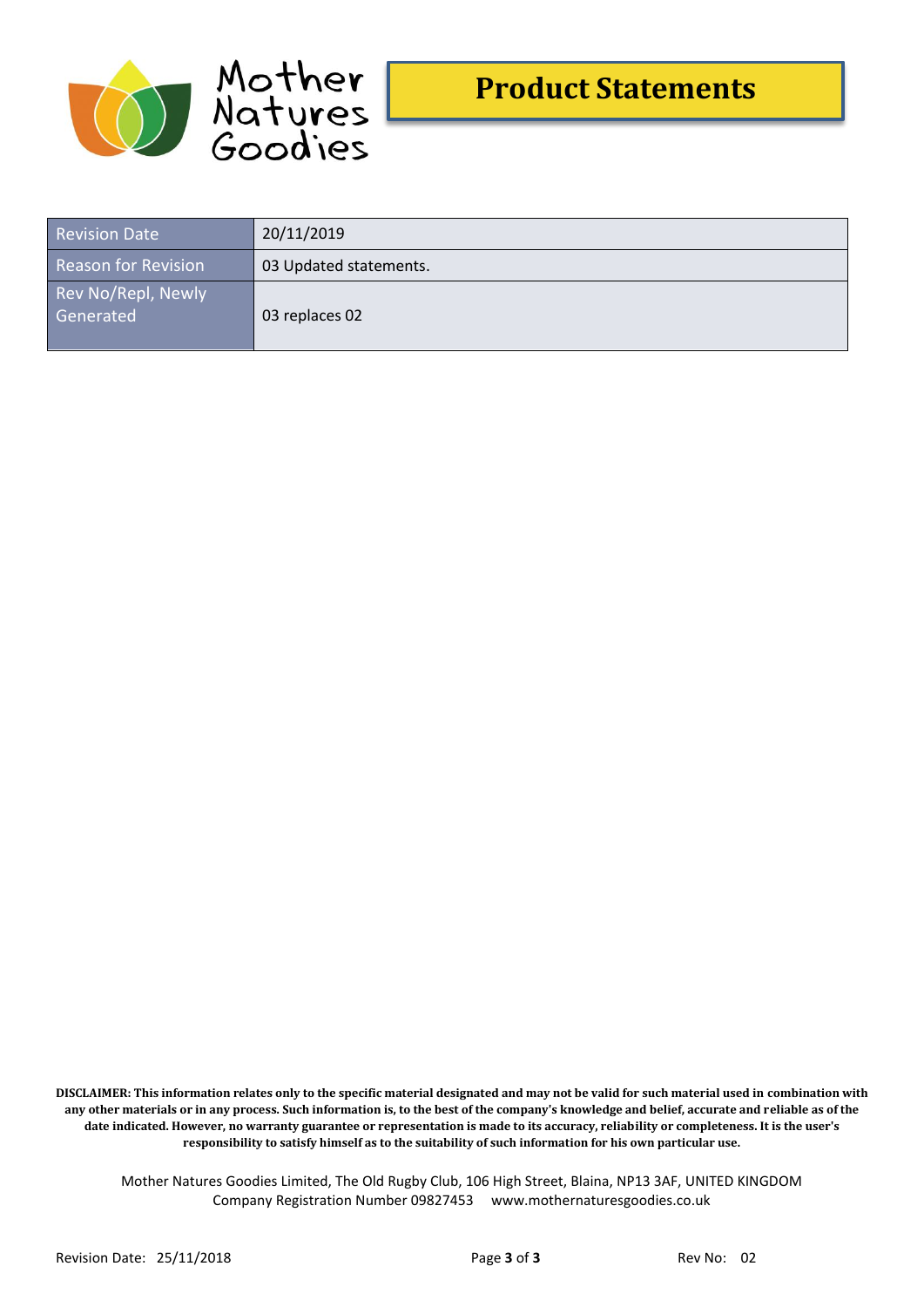Mother Natures Goodies

# Product Statements

| | |
|---|---|
| Revision Date | 20/11/2019 |
| Reason for Revision | 03 Updated statements. |
| Rev No/Repl, Newly Generated | 03 replaces 02 |

**DISCLAIMER: This information relates only to the specific material designated and may not be valid for such material used in combination with any other materials or in any process. Such information is, to the best of the company's knowledge and belief, accurate and reliable as of the date indicated. However, no warranty guarantee or representation is made to its accuracy, reliability or completeness. It is the user's responsibility to satisfy himself as to the suitability of such information for his own particular use.**

Mother Natures Goodies Limited, The Old Rugby Club, 106 High Street, Blaina, NP13 3AF, UNITED KINGDOM
Company Registration Number 09827453 www.mothernaturesgoodies.co.uk